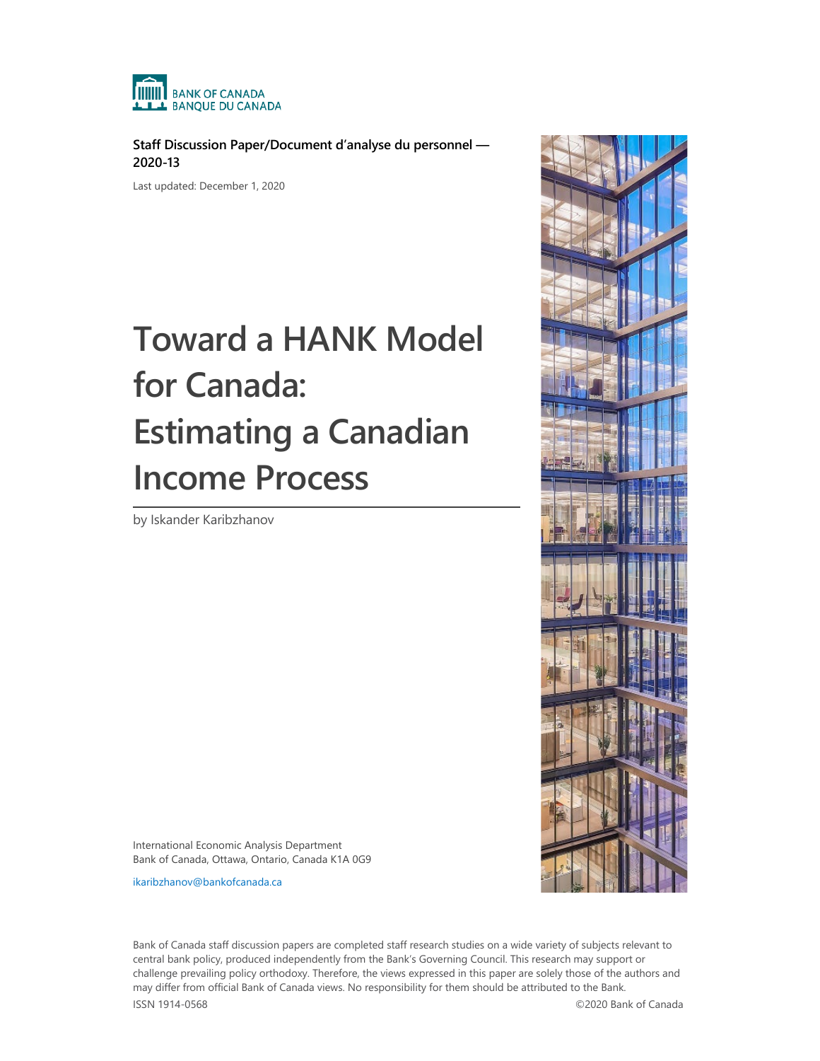BANK OF CANADA
BANQUE DU CANADA

**Staff Discussion Paper/Document d'analyse du personnel — 2020-13**

Last updated: December 1, 2020

# Toward a HANK Model for Canada: Estimating a Canadian Income Process

by Iskander Karibzhanov

International Economic Analysis Department
Bank of Canada, Ottawa, Ontario, Canada K1A 0G9

ikaribzhanov@bankofcanada.ca

Bank of Canada staff discussion papers are completed staff research studies on a wide variety of subjects relevant to central bank policy, produced independently from the Bank's Governing Council. This research may support or challenge prevailing policy orthodoxy. Therefore, the views expressed in this paper are solely those of the authors and may differ from official Bank of Canada views. No responsibility for them should be attributed to the Bank.

ISSN 1914-0568 ©2020 Bank of Canada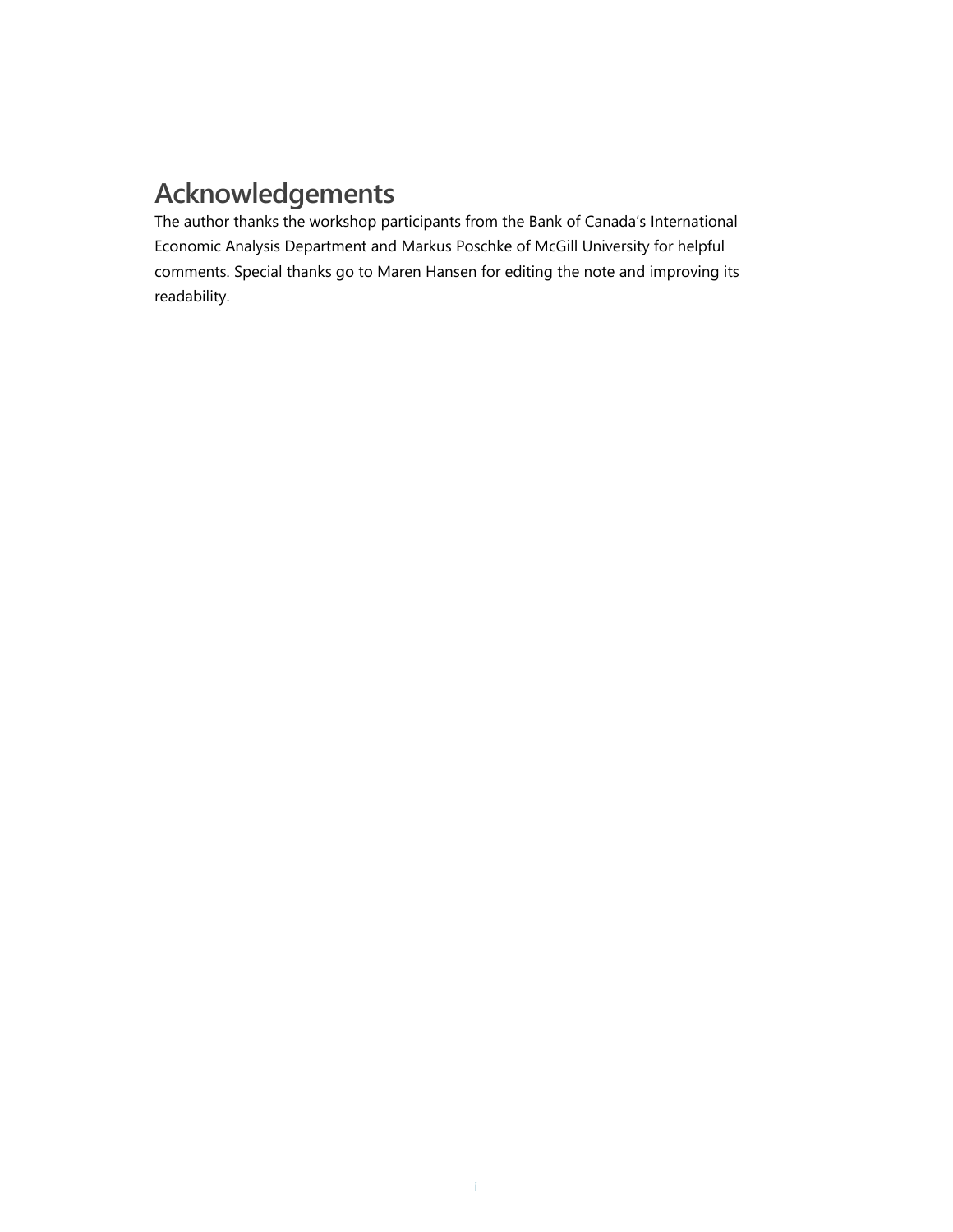# Acknowledgements

The author thanks the workshop participants from the Bank of Canada's International Economic Analysis Department and Markus Poschke of McGill University for helpful comments. Special thanks go to Maren Hansen for editing the note and improving its readability.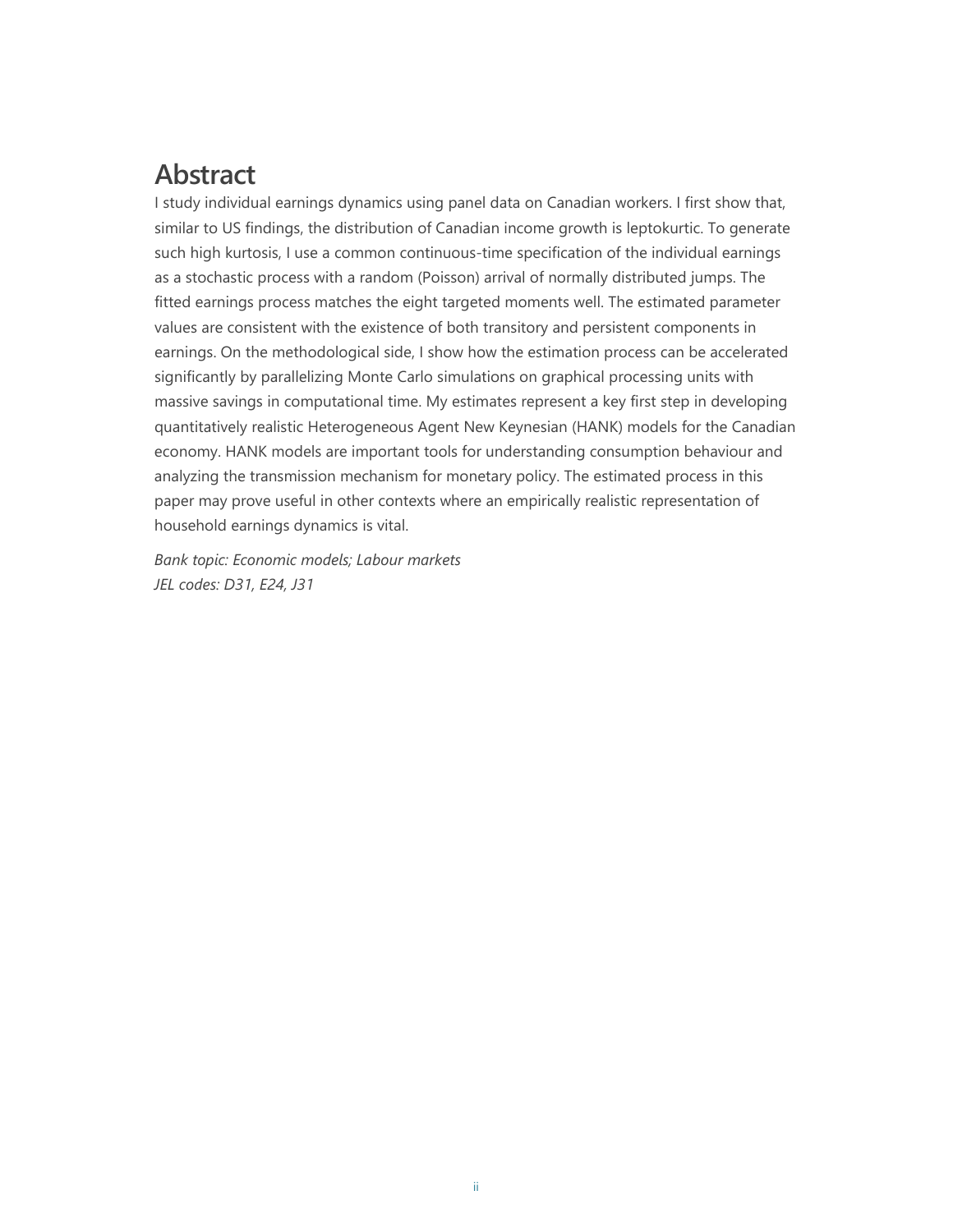# Abstract

I study individual earnings dynamics using panel data on Canadian workers. I first show that, similar to US findings, the distribution of Canadian income growth is leptokurtic. To generate such high kurtosis, I use a common continuous-time specification of the individual earnings as a stochastic process with a random (Poisson) arrival of normally distributed jumps. The fitted earnings process matches the eight targeted moments well. The estimated parameter values are consistent with the existence of both transitory and persistent components in earnings. On the methodological side, I show how the estimation process can be accelerated significantly by parallelizing Monte Carlo simulations on graphical processing units with massive savings in computational time. My estimates represent a key first step in developing quantitatively realistic Heterogeneous Agent New Keynesian (HANK) models for the Canadian economy. HANK models are important tools for understanding consumption behaviour and analyzing the transmission mechanism for monetary policy. The estimated process in this paper may prove useful in other contexts where an empirically realistic representation of household earnings dynamics is vital.

*Bank topic: Economic models; Labour markets*
*JEL codes: D31, E24, J31*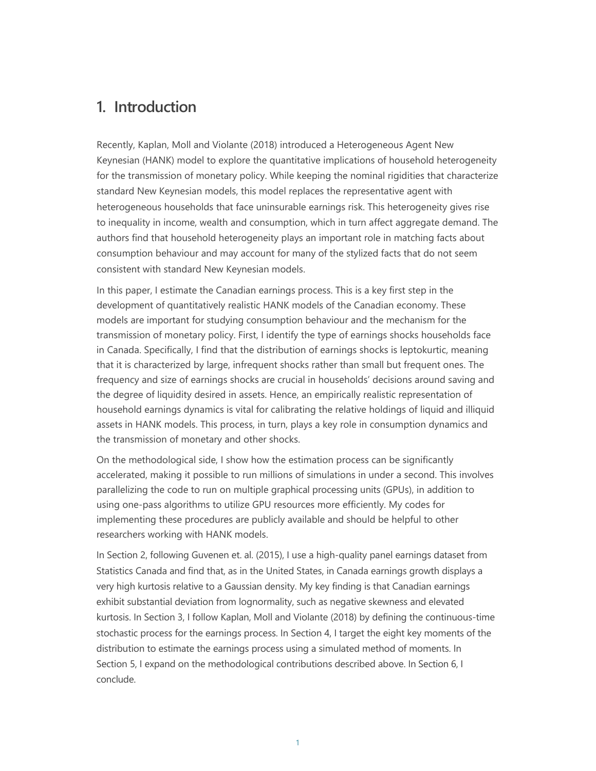# 1. Introduction

Recently, Kaplan, Moll and Violante (2018) introduced a Heterogeneous Agent New Keynesian (HANK) model to explore the quantitative implications of household heterogeneity for the transmission of monetary policy. While keeping the nominal rigidities that characterize standard New Keynesian models, this model replaces the representative agent with heterogeneous households that face uninsurable earnings risk. This heterogeneity gives rise to inequality in income, wealth and consumption, which in turn affect aggregate demand. The authors find that household heterogeneity plays an important role in matching facts about consumption behaviour and may account for many of the stylized facts that do not seem consistent with standard New Keynesian models.

In this paper, I estimate the Canadian earnings process. This is a key first step in the development of quantitatively realistic HANK models of the Canadian economy. These models are important for studying consumption behaviour and the mechanism for the transmission of monetary policy. First, I identify the type of earnings shocks households face in Canada. Specifically, I find that the distribution of earnings shocks is leptokurtic, meaning that it is characterized by large, infrequent shocks rather than small but frequent ones. The frequency and size of earnings shocks are crucial in households' decisions around saving and the degree of liquidity desired in assets. Hence, an empirically realistic representation of household earnings dynamics is vital for calibrating the relative holdings of liquid and illiquid assets in HANK models. This process, in turn, plays a key role in consumption dynamics and the transmission of monetary and other shocks.

On the methodological side, I show how the estimation process can be significantly accelerated, making it possible to run millions of simulations in under a second. This involves parallelizing the code to run on multiple graphical processing units (GPUs), in addition to using one-pass algorithms to utilize GPU resources more efficiently. My codes for implementing these procedures are publicly available and should be helpful to other researchers working with HANK models.

In Section 2, following Guvenen et. al. (2015), I use a high-quality panel earnings dataset from Statistics Canada and find that, as in the United States, in Canada earnings growth displays a very high kurtosis relative to a Gaussian density. My key finding is that Canadian earnings exhibit substantial deviation from lognormality, such as negative skewness and elevated kurtosis. In Section 3, I follow Kaplan, Moll and Violante (2018) by defining the continuous-time stochastic process for the earnings process. In Section 4, I target the eight key moments of the distribution to estimate the earnings process using a simulated method of moments. In Section 5, I expand on the methodological contributions described above. In Section 6, I conclude.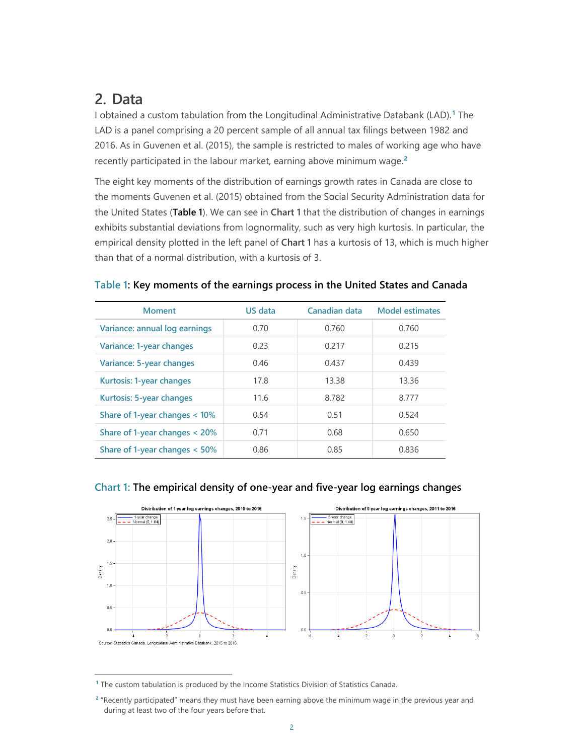## 2. Data

I obtained a custom tabulation from the Longitudinal Administrative Databank (LAD).[1] The LAD is a panel comprising a 20 percent sample of all annual tax filings between 1982 and 2016. As in Guvenen et al. (2015), the sample is restricted to males of working age who have recently participated in the labour market, earning above minimum wage.[2]

The eight key moments of the distribution of earnings growth rates in Canada are close to the moments Guvenen et al. (2015) obtained from the Social Security Administration data for the United States (**Table 1**). We can see in **Chart 1** that the distribution of changes in earnings exhibits substantial deviations from lognormality, such as very high kurtosis. In particular, the empirical density plotted in the left panel of **Chart 1** has a kurtosis of 13, which is much higher than that of a normal distribution, with a kurtosis of 3.

**Table 1: Key moments of the earnings process in the United States and Canada**

| Moment | US data | Canadian data | Model estimates |
|---|---|---|---|
| Variance: annual log earnings | 0.70 | 0.760 | 0.760 |
| Variance: 1-year changes | 0.23 | 0.217 | 0.215 |
| Variance: 5-year changes | 0.46 | 0.437 | 0.439 |
| Kurtosis: 1-year changes | 17.8 | 13.38 | 13.36 |
| Kurtosis: 5-year changes | 11.6 | 8.782 | 8.777 |
| Share of 1-year changes < 10% | 0.54 | 0.51 | 0.524 |
| Share of 1-year changes < 20% | 0.71 | 0.68 | 0.650 |
| Share of 1-year changes < 50% | 0.86 | 0.85 | 0.836 |

**Chart 1: The empirical density of one-year and five-year log earnings changes**

Source: Statistics Canada, Longitudinal Administrative Databank, 2015 to 2016.

[1] The custom tabulation is produced by the Income Statistics Division of Statistics Canada.

[2] "Recently participated" means they must have been earning above the minimum wage in the previous year and during at least two of the four years before that.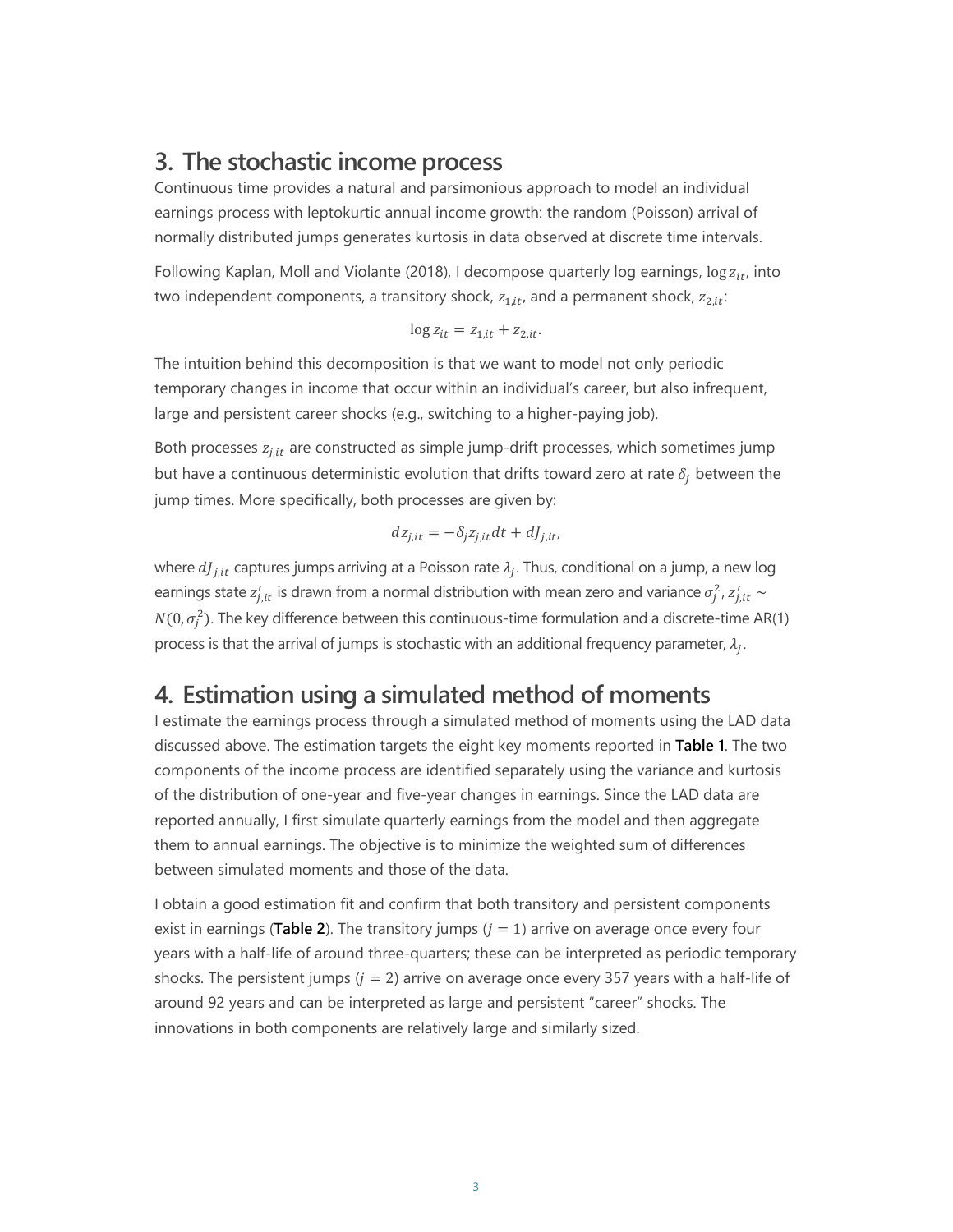## 3. The stochastic income process

Continuous time provides a natural and parsimonious approach to model an individual earnings process with leptokurtic annual income growth: the random (Poisson) arrival of normally distributed jumps generates kurtosis in data observed at discrete time intervals.

Following Kaplan, Moll and Violante (2018), I decompose quarterly log earnings, $\log z_{it}$, into two independent components, a transitory shock, $z_{1,it}$, and a permanent shock, $z_{2,it}$:

$$\log z_{it} = z_{1,it} + z_{2,it}.$$

The intuition behind this decomposition is that we want to model not only periodic temporary changes in income that occur within an individual's career, but also infrequent, large and persistent career shocks (e.g., switching to a higher-paying job).

Both processes $z_{j,it}$ are constructed as simple jump-drift processes, which sometimes jump but have a continuous deterministic evolution that drifts toward zero at rate $\delta_j$ between the jump times. More specifically, both processes are given by:

$$dz_{j,it} = -\delta_j z_{j,it} dt + dJ_{j,it},$$

where $dJ_{j,it}$ captures jumps arriving at a Poisson rate $\lambda_j$. Thus, conditional on a jump, a new log earnings state $z'_{j,it}$ is drawn from a normal distribution with mean zero and variance $\sigma_j^2$, $z'_{j,it} \sim N(0, \sigma_j^2)$. The key difference between this continuous-time formulation and a discrete-time AR(1) process is that the arrival of jumps is stochastic with an additional frequency parameter, $\lambda_j$.

## 4. Estimation using a simulated method of moments

I estimate the earnings process through a simulated method of moments using the LAD data discussed above. The estimation targets the eight key moments reported in **Table 1**. The two components of the income process are identified separately using the variance and kurtosis of the distribution of one-year and five-year changes in earnings. Since the LAD data are reported annually, I first simulate quarterly earnings from the model and then aggregate them to annual earnings. The objective is to minimize the weighted sum of differences between simulated moments and those of the data.

I obtain a good estimation fit and confirm that both transitory and persistent components exist in earnings (**Table 2**). The transitory jumps ($j = 1$) arrive on average once every four years with a half-life of around three-quarters; these can be interpreted as periodic temporary shocks. The persistent jumps ($j = 2$) arrive on average once every 357 years with a half-life of around 92 years and can be interpreted as large and persistent "career" shocks. The innovations in both components are relatively large and similarly sized.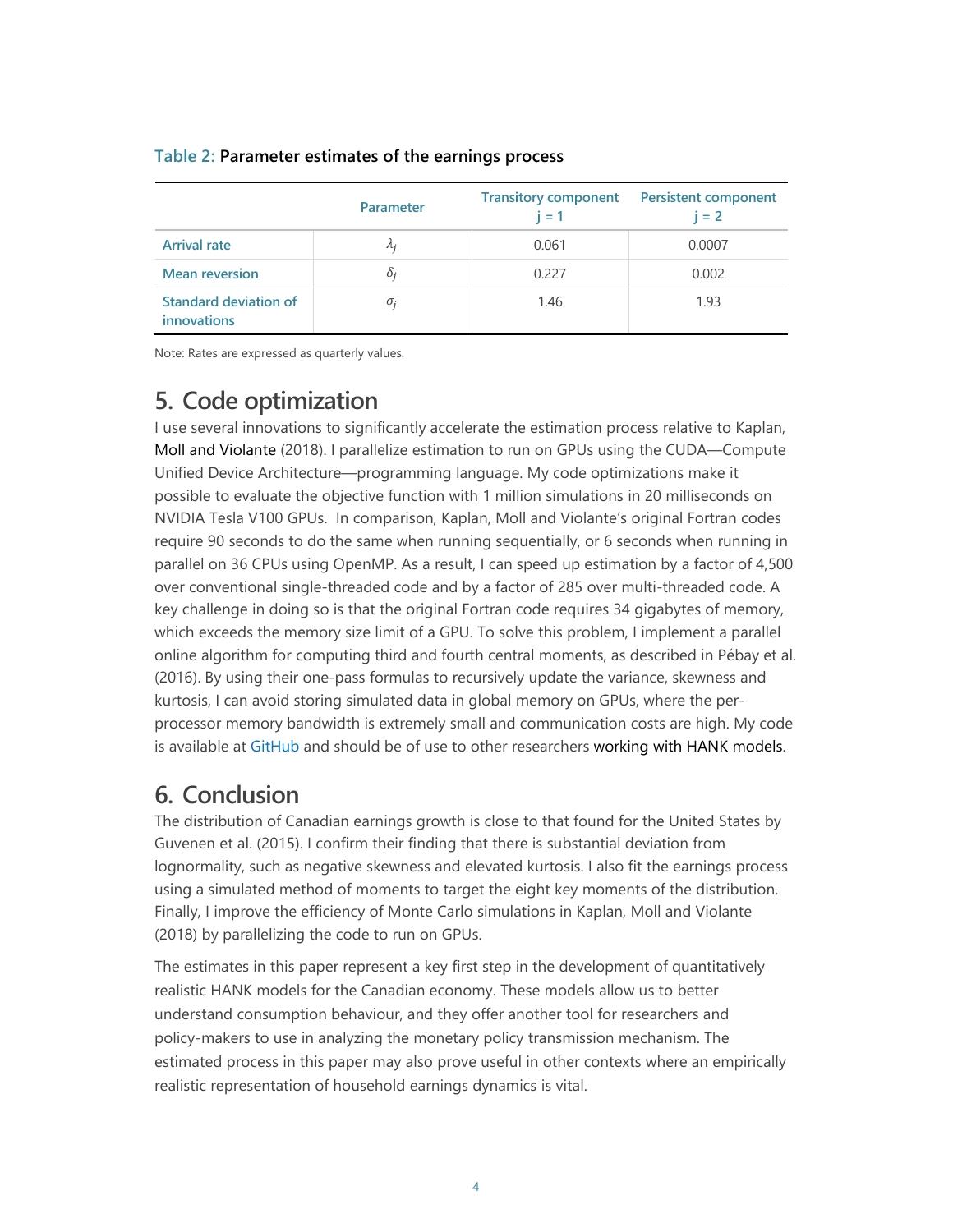Table 2: **Parameter estimates of the earnings process**

| | Parameter | Transitory component $j = 1$ | Persistent component $j = 2$ |
|---|---|---|---|
| Arrival rate | $\lambda_j$ | 0.061 | 0.0007 |
| Mean reversion | $\delta_j$ | 0.227 | 0.002 |
| Standard deviation of innovations | $\sigma_j$ | 1.46 | 1.93 |

Note: Rates are expressed as quarterly values.

## 5. Code optimization

I use several innovations to significantly accelerate the estimation process relative to Kaplan, Moll and Violante (2018). I parallelize estimation to run on GPUs using the CUDA—Compute Unified Device Architecture—programming language. My code optimizations make it possible to evaluate the objective function with 1 million simulations in 20 milliseconds on NVIDIA Tesla V100 GPUs. In comparison, Kaplan, Moll and Violante's original Fortran codes require 90 seconds to do the same when running sequentially, or 6 seconds when running in parallel on 36 CPUs using OpenMP. As a result, I can speed up estimation by a factor of 4,500 over conventional single-threaded code and by a factor of 285 over multi-threaded code. A key challenge in doing so is that the original Fortran code requires 34 gigabytes of memory, which exceeds the memory size limit of a GPU. To solve this problem, I implement a parallel online algorithm for computing third and fourth central moments, as described in Pébay et al. (2016). By using their one-pass formulas to recursively update the variance, skewness and kurtosis, I can avoid storing simulated data in global memory on GPUs, where the per-processor memory bandwidth is extremely small and communication costs are high. My code is available at GitHub and should be of use to other researchers working with HANK models.

## 6. Conclusion

The distribution of Canadian earnings growth is close to that found for the United States by Guvenen et al. (2015). I confirm their finding that there is substantial deviation from lognormality, such as negative skewness and elevated kurtosis. I also fit the earnings process using a simulated method of moments to target the eight key moments of the distribution. Finally, I improve the efficiency of Monte Carlo simulations in Kaplan, Moll and Violante (2018) by parallelizing the code to run on GPUs.

The estimates in this paper represent a key first step in the development of quantitatively realistic HANK models for the Canadian economy. These models allow us to better understand consumption behaviour, and they offer another tool for researchers and policy-makers to use in analyzing the monetary policy transmission mechanism. The estimated process in this paper may also prove useful in other contexts where an empirically realistic representation of household earnings dynamics is vital.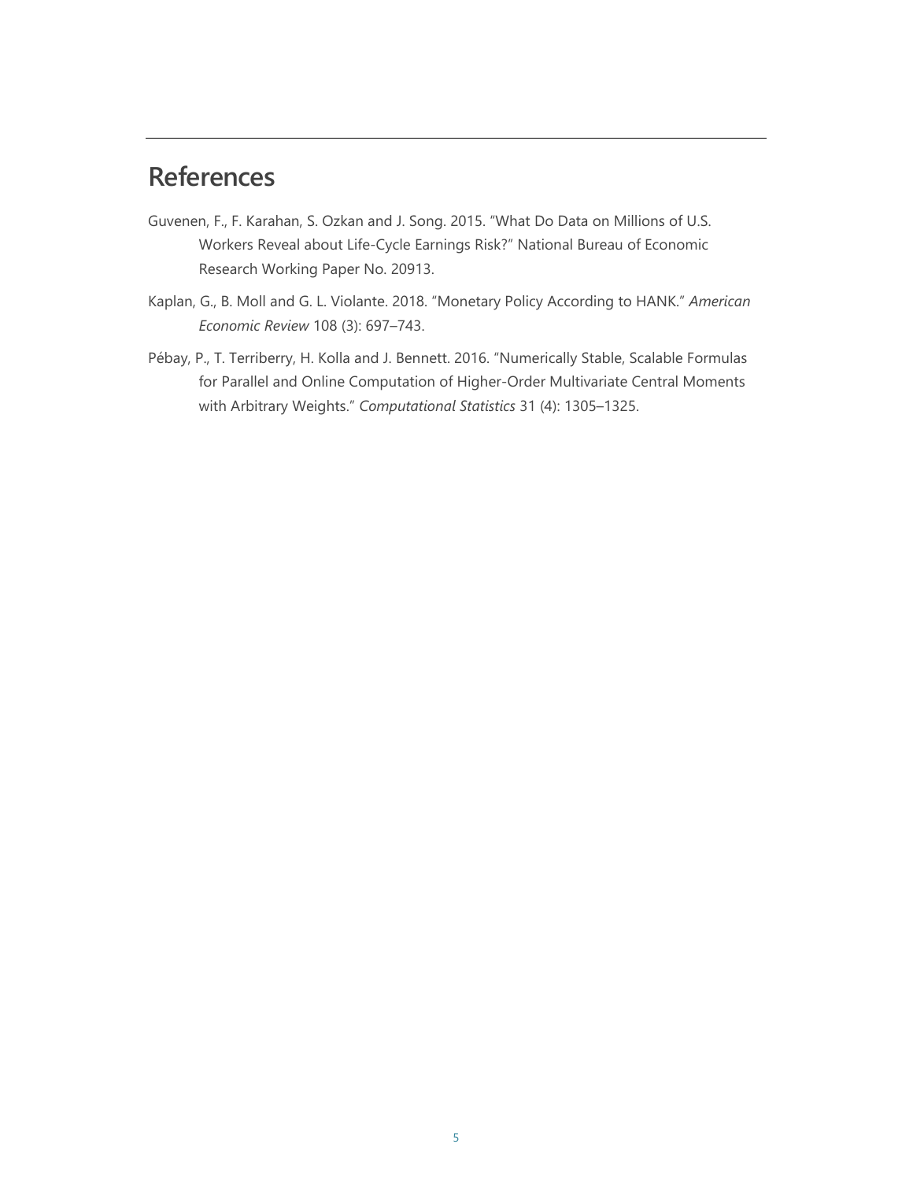## References

Guvenen, F., F. Karahan, S. Ozkan and J. Song. 2015. "What Do Data on Millions of U.S. Workers Reveal about Life-Cycle Earnings Risk?" National Bureau of Economic Research Working Paper No. 20913.

Kaplan, G., B. Moll and G. L. Violante. 2018. "Monetary Policy According to HANK." *American Economic Review* 108 (3): 697–743.

Pébay, P., T. Terriberry, H. Kolla and J. Bennett. 2016. "Numerically Stable, Scalable Formulas for Parallel and Online Computation of Higher-Order Multivariate Central Moments with Arbitrary Weights." *Computational Statistics* 31 (4): 1305–1325.